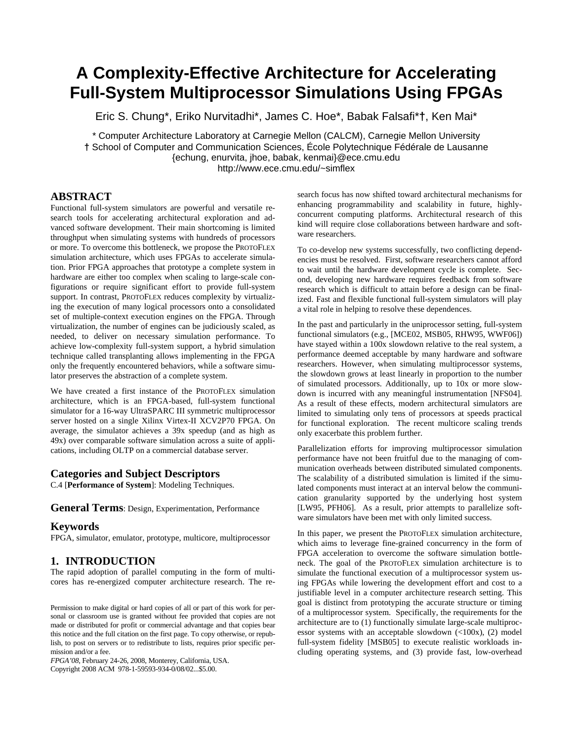# A Complexity-Effective Architecture for Accelerating Full-System Multiprocessor Simulations Using FPGAs

Eric S. Chung*, Eriko Nurvitadhi*, James C. Hoe*, Babak Falsafi*†, Ken Mai*

\* Computer Architecture Laboratory at Carnegie Mellon (CALCM), Carnegie Mellon University
† School of Computer and Communication Sciences, École Polytechnique Fédérale de Lausanne
{echung, enurvita, jhoe, babak, kenmai}@ece.cmu.edu
http://www.ece.cmu.edu/~simflex

## ABSTRACT

Functional full-system simulators are powerful and versatile research tools for accelerating architectural exploration and advanced software development. Their main shortcoming is limited throughput when simulating systems with hundreds of processors or more. To overcome this bottleneck, we propose the PROTOFLEX simulation architecture, which uses FPGAs to accelerate simulation. Prior FPGA approaches that prototype a complete system in hardware are either too complex when scaling to large-scale configurations or require significant effort to provide full-system support. In contrast, PROTOFLEX reduces complexity by virtualizing the execution of many logical processors onto a consolidated set of multiple-context execution engines on the FPGA. Through virtualization, the number of engines can be judiciously scaled, as needed, to deliver on necessary simulation performance. To achieve low-complexity full-system support, a hybrid simulation technique called transplanting allows implementing in the FPGA only the frequently encountered behaviors, while a software simulator preserves the abstraction of a complete system.

We have created a first instance of the PROTOFLEX simulation architecture, which is an FPGA-based, full-system functional simulator for a 16-way UltraSPARC III symmetric multiprocessor server hosted on a single Xilinx Virtex-II XCV2P70 FPGA. On average, the simulator achieves a 39x speedup (and as high as 49x) over comparable software simulation across a suite of applications, including OLTP on a commercial database server.

## Categories and Subject Descriptors

C.4 [**Performance of System**]: Modeling Techniques.

## General Terms: Design, Experimentation, Performance

## Keywords

FPGA, simulator, emulator, prototype, multicore, multiprocessor

## 1. INTRODUCTION

The rapid adoption of parallel computing in the form of multicores has re-energized computer architecture research. The research focus has now shifted toward architectural mechanisms for enhancing programmability and scalability in future, highly-concurrent computing platforms. Architectural research of this kind will require close collaborations between hardware and software researchers.

To co-develop new systems successfully, two conflicting dependencies must be resolved. First, software researchers cannot afford to wait until the hardware development cycle is complete. Second, developing new hardware requires feedback from software research which is difficult to attain before a design can be finalized. Fast and flexible functional full-system simulators will play a vital role in helping to resolve these dependences.

In the past and particularly in the uniprocessor setting, full-system functional simulators (e.g., [MCE02, MSB05, RHW95, WWF06]) have stayed within a 100x slowdown relative to the real system, a performance deemed acceptable by many hardware and software researchers. However, when simulating multiprocessor systems, the slowdown grows at least linearly in proportion to the number of simulated processors. Additionally, up to 10x or more slowdown is incurred with any meaningful instrumentation [NFS04]. As a result of these effects, modern architectural simulators are limited to simulating only tens of processors at speeds practical for functional exploration. The recent multicore scaling trends only exacerbate this problem further.

Parallelization efforts for improving multiprocessor simulation performance have not been fruitful due to the managing of communication overheads between distributed simulated components. The scalability of a distributed simulation is limited if the simulated components must interact at an interval below the communication granularity supported by the underlying host system [LW95, PFH06]. As a result, prior attempts to parallelize software simulators have been met with only limited success.

In this paper, we present the PROTOFLEX simulation architecture, which aims to leverage fine-grained concurrency in the form of FPGA acceleration to overcome the software simulation bottleneck. The goal of the PROTOFLEX simulation architecture is to simulate the functional execution of a multiprocessor system using FPGAs while lowering the development effort and cost to a justifiable level in a computer architecture research setting. This goal is distinct from prototyping the accurate structure or timing of a multiprocessor system. Specifically, the requirements for the architecture are to (1) functionally simulate large-scale multiprocessor systems with an acceptable slowdown (<100x), (2) model full-system fidelity [MSB05] to execute realistic workloads including operating systems, and (3) provide fast, low-overhead

Permission to make digital or hard copies of all or part of this work for personal or classroom use is granted without fee provided that copies are not made or distributed for profit or commercial advantage and that copies bear this notice and the full citation on the first page. To copy otherwise, or republish, to post on servers or to redistribute to lists, requires prior specific permission and/or a fee.
*FPGA'08*, February 24-26, 2008, Monterey, California, USA.
Copyright 2008 ACM 978-1-59593-934-0/08/02...$5.00.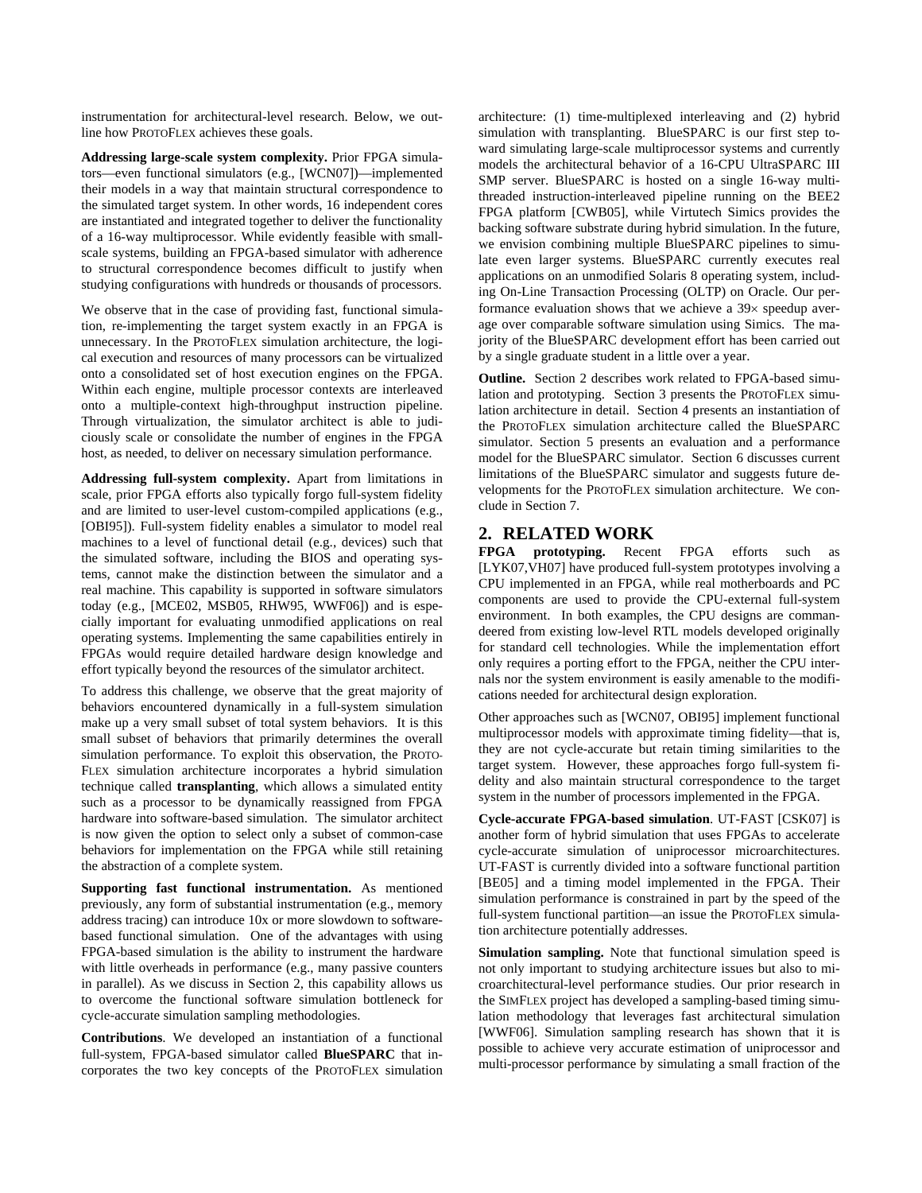instrumentation for architectural-level research. Below, we outline how PROTOFLEX achieves these goals.

**Addressing large-scale system complexity.** Prior FPGA simulators—even functional simulators (e.g., [WCN07])—implemented their models in a way that maintain structural correspondence to the simulated target system. In other words, 16 independent cores are instantiated and integrated together to deliver the functionality of a 16-way multiprocessor. While evidently feasible with small-scale systems, building an FPGA-based simulator with adherence to structural correspondence becomes difficult to justify when studying configurations with hundreds or thousands of processors.

We observe that in the case of providing fast, functional simulation, re-implementing the target system exactly in an FPGA is unnecessary. In the PROTOFLEX simulation architecture, the logical execution and resources of many processors can be virtualized onto a consolidated set of host execution engines on the FPGA. Within each engine, multiple processor contexts are interleaved onto a multiple-context high-throughput instruction pipeline. Through virtualization, the simulator architect is able to judiciously scale or consolidate the number of engines in the FPGA host, as needed, to deliver on necessary simulation performance.

**Addressing full-system complexity.** Apart from limitations in scale, prior FPGA efforts also typically forgo full-system fidelity and are limited to user-level custom-compiled applications (e.g., [OBI95]). Full-system fidelity enables a simulator to model real machines to a level of functional detail (e.g., devices) such that the simulated software, including the BIOS and operating systems, cannot make the distinction between the simulator and a real machine. This capability is supported in software simulators today (e.g., [MCE02, MSB05, RHW95, WWF06]) and is especially important for evaluating unmodified applications on real operating systems. Implementing the same capabilities entirely in FPGAs would require detailed hardware design knowledge and effort typically beyond the resources of the simulator architect.

To address this challenge, we observe that the great majority of behaviors encountered dynamically in a full-system simulation make up a very small subset of total system behaviors. It is this small subset of behaviors that primarily determines the overall simulation performance. To exploit this observation, the PROTOFLEX simulation architecture incorporates a hybrid simulation technique called **transplanting**, which allows a simulated entity such as a processor to be dynamically reassigned from FPGA hardware into software-based simulation. The simulator architect is now given the option to select only a subset of common-case behaviors for implementation on the FPGA while still retaining the abstraction of a complete system.

**Supporting fast functional instrumentation.** As mentioned previously, any form of substantial instrumentation (e.g., memory address tracing) can introduce 10x or more slowdown to software-based functional simulation. One of the advantages with using FPGA-based simulation is the ability to instrument the hardware with little overheads in performance (e.g., many passive counters in parallel). As we discuss in Section 2, this capability allows us to overcome the functional software simulation bottleneck for cycle-accurate simulation sampling methodologies.

**Contributions**. We developed an instantiation of a functional full-system, FPGA-based simulator called **BlueSPARC** that incorporates the two key concepts of the PROTOFLEX simulation architecture: (1) time-multiplexed interleaving and (2) hybrid simulation with transplanting. BlueSPARC is our first step toward simulating large-scale multiprocessor systems and currently models the architectural behavior of a 16-CPU UltraSPARC III SMP server. BlueSPARC is hosted on a single 16-way multi-threaded instruction-interleaved pipeline running on the BEE2 FPGA platform [CWB05], while Virtutech Simics provides the backing software substrate during hybrid simulation. In the future, we envision combining multiple BlueSPARC pipelines to simulate even larger systems. BlueSPARC currently executes real applications on an unmodified Solaris 8 operating system, including On-Line Transaction Processing (OLTP) on Oracle. Our performance evaluation shows that we achieve a 39× speedup average over comparable software simulation using Simics. The majority of the BlueSPARC development effort has been carried out by a single graduate student in a little over a year.

**Outline.** Section 2 describes work related to FPGA-based simulation and prototyping. Section 3 presents the PROTOFLEX simulation architecture in detail. Section 4 presents an instantiation of the PROTOFLEX simulation architecture called the BlueSPARC simulator. Section 5 presents an evaluation and a performance model for the BlueSPARC simulator. Section 6 discusses current limitations of the BlueSPARC simulator and suggests future developments for the PROTOFLEX simulation architecture. We conclude in Section 7.

## 2. RELATED WORK

**FPGA prototyping.** Recent FPGA efforts such as [LYK07,VH07] have produced full-system prototypes involving a CPU implemented in an FPGA, while real motherboards and PC components are used to provide the CPU-external full-system environment. In both examples, the CPU designs are commandeered from existing low-level RTL models developed originally for standard cell technologies. While the implementation effort only requires a porting effort to the FPGA, neither the CPU internals nor the system environment is easily amenable to the modifications needed for architectural design exploration.

Other approaches such as [WCN07, OBI95] implement functional multiprocessor models with approximate timing fidelity—that is, they are not cycle-accurate but retain timing similarities to the target system. However, these approaches forgo full-system fidelity and also maintain structural correspondence to the target system in the number of processors implemented in the FPGA.

**Cycle-accurate FPGA-based simulation**. UT-FAST [CSK07] is another form of hybrid simulation that uses FPGAs to accelerate cycle-accurate simulation of uniprocessor microarchitectures. UT-FAST is currently divided into a software functional partition [BE05] and a timing model implemented in the FPGA. Their simulation performance is constrained in part by the speed of the full-system functional partition—an issue the PROTOFLEX simulation architecture potentially addresses.

**Simulation sampling.** Note that functional simulation speed is not only important to studying architecture issues but also to microarchitectural-level performance studies. Our prior research in the SIMFLEX project has developed a sampling-based timing simulation methodology that leverages fast architectural simulation [WWF06]. Simulation sampling research has shown that it is possible to achieve very accurate estimation of uniprocessor and multi-processor performance by simulating a small fraction of the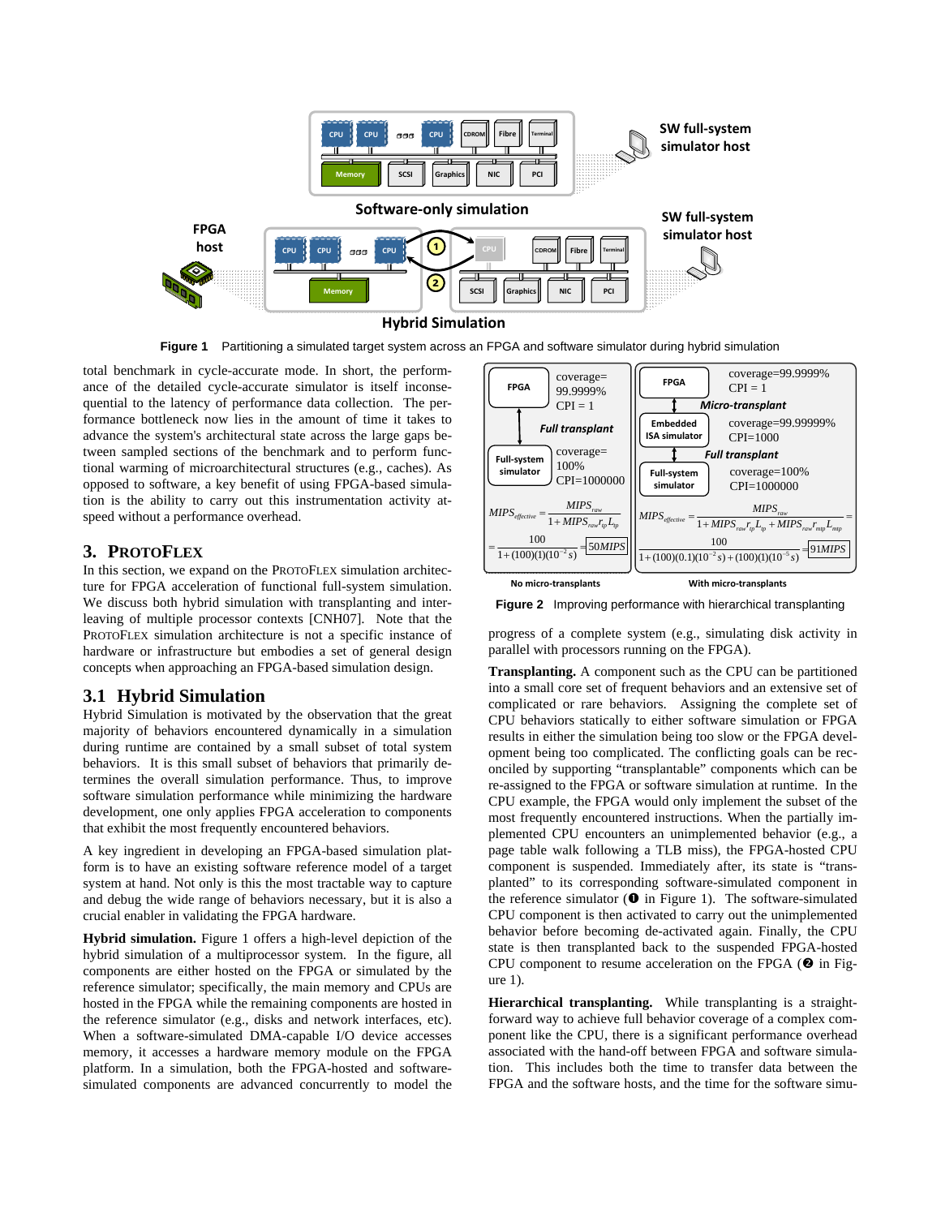SW full-system simulator host

Software-only simulation

FPGA host

SW full-system simulator host

Hybrid Simulation

**Figure 1** Partitioning a simulated target system across an FPGA and software simulator during hybrid simulation

total benchmark in cycle-accurate mode. In short, the performance of the detailed cycle-accurate simulator is itself inconsequential to the latency of performance data collection. The performance bottleneck now lies in the amount of time it takes to advance the target system's architectural state across the large gaps between sampled sections of the benchmark and to perform functional warming of microarchitectural structures (e.g., caches). As opposed to software, a key benefit of using FPGA-based simulation is the ability to carry out this instrumentation activity at-speed without a performance overhead.

## 3. ProtoFlex

In this section, we expand on the ProtoFlex simulation architecture for FPGA acceleration of functional full-system simulation. We discuss both hybrid simulation with transplanting and interleaving of multiple processor contexts [CNH07]. Note that the ProtoFlex simulation architecture is not a specific instance of hardware or infrastructure but embodies a set of general design concepts when approaching an FPGA-based simulation design.

### 3.1 Hybrid Simulation

Hybrid Simulation is motivated by the observation that the great majority of behaviors encountered dynamically in a simulation during runtime are contained by a small subset of total system behaviors. It is this small subset of behaviors that primarily determines the overall simulation performance. Thus, to improve software simulation performance while minimizing the hardware development, one only applies FPGA acceleration to components that exhibit the most frequently encountered behaviors.

A key ingredient in developing an FPGA-based simulation platform is to have an existing software reference model of a target system at hand. Not only is this the most tractable way to capture and debug the wide range of behaviors necessary, but it is also a crucial enabler in validating the FPGA hardware.

**Hybrid simulation.** Figure 1 offers a high-level depiction of the hybrid simulation of a multiprocessor system. In the figure, all components are either hosted on the FPGA or simulated by the reference simulator; specifically, the main memory and CPUs are hosted in the FPGA while the remaining components are hosted in the reference simulator (e.g., disks and network interfaces, etc). When a software-simulated DMA-capable I/O device accesses memory, it accesses a hardware memory module on the FPGA platform. In a simulation, both the FPGA-hosted and software-simulated components are advanced concurrently to model the progress of a complete system (e.g., simulating disk activity in parallel with processors running on the FPGA).

No micro-transplants: FPGA coverage=99.9999%, CPI = 1; *Full transplant*; Full-system simulator coverage=100%, CPI=1000000

$$MIPS_{effective} = \frac{MIPS_{raw}}{1 + MIPS_{raw} r_{tp} L_{tp}} = \frac{100}{1+(100)(1)(10^{-2}s)} = 50MIPS$$

With micro-transplants: FPGA coverage=99.9999%, CPI = 1; *Micro-transplant*; Embedded ISA simulator coverage=99.99999%, CPI=1000; *Full transplant*; Full-system simulator coverage=100%, CPI=1000000

$$MIPS_{effective} = \frac{MIPS_{raw}}{1 + MIPS_{raw} r_{tp} L_{tp} + MIPS_{raw} r_{mtp} L_{mtp}} = \frac{100}{1+(100)(0.1)(10^{-2}s)+(100)(1)(10^{-5}s)} = 91MIPS$$

**Figure 2** Improving performance with hierarchical transplanting

**Transplanting.** A component such as the CPU can be partitioned into a small core set of frequent behaviors and an extensive set of complicated or rare behaviors. Assigning the complete set of CPU behaviors statically to either software simulation or FPGA results in either the simulation being too slow or the FPGA development being too complicated. The conflicting goals can be reconciled by supporting "transplantable" components which can be re-assigned to the FPGA or software simulation at runtime. In the CPU example, the FPGA would only implement the subset of the most frequently encountered instructions. When the partially implemented CPU encounters an unimplemented behavior (e.g., a page table walk following a TLB miss), the FPGA-hosted CPU component is suspended. Immediately after, its state is "transplanted" to its corresponding software-simulated component in the reference simulator (❶ in Figure 1). The software-simulated CPU component is then activated to carry out the unimplemented behavior before becoming de-activated again. Finally, the CPU state is then transplanted back to the suspended FPGA-hosted CPU component to resume acceleration on the FPGA (❷ in Figure 1).

**Hierarchical transplanting.** While transplanting is a straightforward way to achieve full behavior coverage of a complex component like the CPU, there is a significant performance overhead associated with the hand-off between FPGA and software simulation. This includes both the time to transfer data between the FPGA and the software hosts, and the time for the software simu-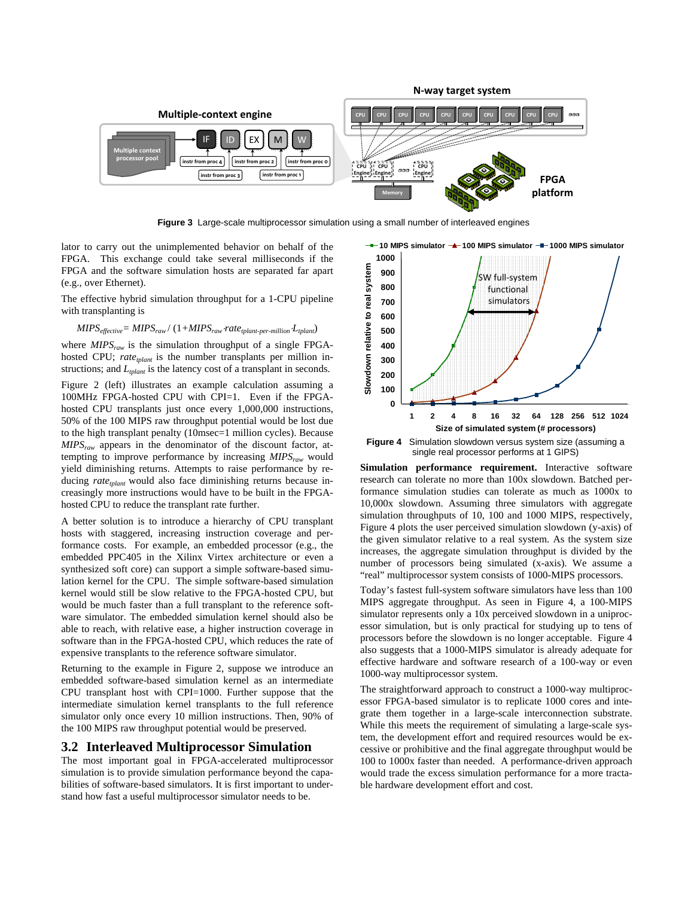N-way target system

Multiple-context engine

IF ID EX M W

Multiple context processor pool

instr from proc 4 | instr from proc 2 | instr from proc 0

instr from proc 3 | instr from proc 1

CPU CPU CPU CPU CPU CPU CPU CPU CPU CPU

CPU Engine | CPU Engine | CPU Engine

Memory

FPGA platform

**Figure 3** Large-scale multiprocessor simulation using a small number of interleaved engines

lator to carry out the unimplemented behavior on behalf of the FPGA. This exchange could take several milliseconds if the FPGA and the software simulation hosts are separated far apart (e.g., over Ethernet).

The effective hybrid simulation throughput for a 1-CPU pipeline with transplanting is

$$MIPS_{effective} = MIPS_{raw} / (1 + MIPS_{raw} \cdot rate_{tplant\text{-}per\text{-}million} \cdot L_{tplant})$$

where $MIPS_{raw}$ is the simulation throughput of a single FPGA-hosted CPU; $rate_{tplant}$ is the number transplants per million instructions; and $L_{tplant}$ is the latency cost of a transplant in seconds.

Figure 2 (left) illustrates an example calculation assuming a 100MHz FPGA-hosted CPU with CPI=1. Even if the FPGA-hosted CPU transplants just once every 1,000,000 instructions, 50% of the 100 MIPS raw throughput potential would be lost due to the high transplant penalty (10msec=1 million cycles). Because $MIPS_{raw}$ appears in the denominator of the discount factor, attempting to improve performance by increasing $MIPS_{raw}$ would yield diminishing returns. Attempts to raise performance by reducing $rate_{tplant}$ would also face diminishing returns because increasingly more instructions would have to be built in the FPGA-hosted CPU to reduce the transplant rate further.

A better solution is to introduce a hierarchy of CPU transplant hosts with staggered, increasing instruction coverage and performance costs. For example, an embedded processor (e.g., the embedded PPC405 in the Xilinx Virtex architecture or even a synthesized soft core) can support a simple software-based simulation kernel for the CPU. The simple software-based simulation kernel would still be slow relative to the FPGA-hosted CPU, but would be much faster than a full transplant to the reference software simulator. The embedded simulation kernel should also be able to reach, with relative ease, a higher instruction coverage in software than in the FPGA-hosted CPU, which reduces the rate of expensive transplants to the reference software simulator.

Returning to the example in Figure 2, suppose we introduce an embedded software-based simulation kernel as an intermediate CPU transplant host with CPI=1000. Further suppose that the intermediate simulation kernel transplants to the full reference simulator only once every 10 million instructions. Then, 90% of the 100 MIPS raw throughput potential would be preserved.

## 3.2 Interleaved Multiprocessor Simulation

The most important goal in FPGA-accelerated multiprocessor simulation is to provide simulation performance beyond the capabilities of software-based simulators. It is first important to understand how fast a useful multiprocessor simulator needs to be.

10 MIPS simulator — 100 MIPS simulator — 1000 MIPS simulator

Slowdown relative to real system

1000
900
800
700
600
500
400
300
200
100
0

1 2 4 8 16 32 64 128 256 512 1024

Size of simulated system (# processors)

SW full-system functional simulators

**Figure 4** Simulation slowdown versus system size (assuming a single real processor performs at 1 GIPS)

**Simulation performance requirement.** Interactive software research can tolerate no more than 100x slowdown. Batched performance simulation studies can tolerate as much as 1000x to 10,000x slowdown. Assuming three simulators with aggregate simulation throughputs of 10, 100 and 1000 MIPS, respectively, Figure 4 plots the user perceived simulation slowdown (y-axis) of the given simulator relative to a real system. As the system size increases, the aggregate simulation throughput is divided by the number of processors being simulated (x-axis). We assume a "real" multiprocessor system consists of 1000-MIPS processors.

Today's fastest full-system software simulators have less than 100 MIPS aggregate throughput. As seen in Figure 4, a 100-MIPS simulator represents only a 10x perceived slowdown in a uniprocessor simulation, but is only practical for studying up to tens of processors before the slowdown is no longer acceptable. Figure 4 also suggests that a 1000-MIPS simulator is already adequate for effective hardware and software research of a 100-way or even 1000-way multiprocessor system.

The straightforward approach to construct a 1000-way multiprocessor FPGA-based simulator is to replicate 1000 cores and integrate them together in a large-scale interconnection substrate. While this meets the requirement of simulating a large-scale system, the development effort and required resources would be excessive or prohibitive and the final aggregate throughput would be 100 to 1000x faster than needed. A performance-driven approach would trade the excess simulation performance for a more tractable hardware development effort and cost.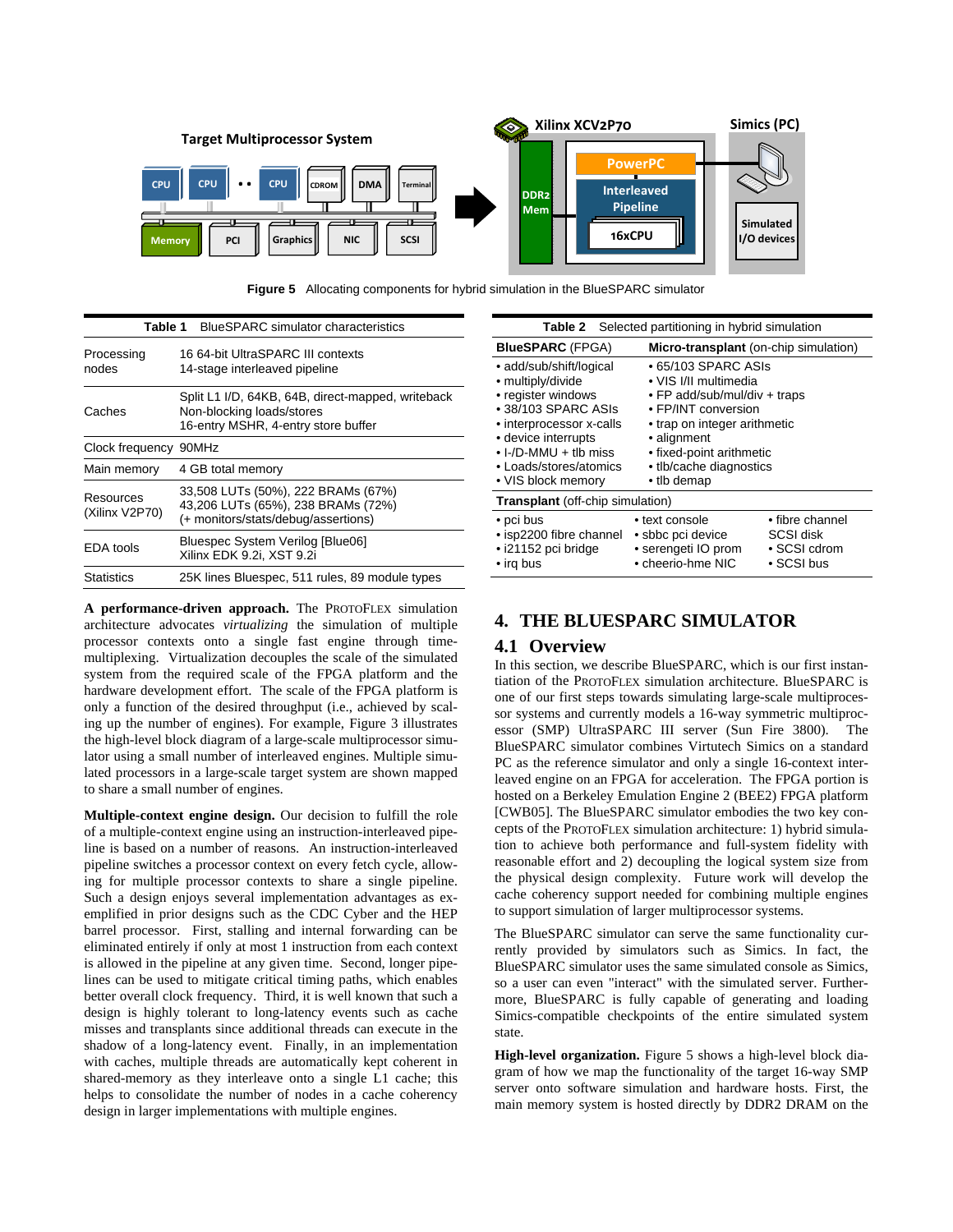Target Multiprocessor System

CPU CPU .. CPU CDROM DMA Terminal

Memory PCI Graphics NIC SCSI

Xilinx XCV2P70

DDR2 Mem

PowerPC

Interleaved Pipeline

16xCPU

Simics (PC)

Simulated I/O devices

**Figure 5** Allocating components for hybrid simulation in the BlueSPARC simulator

**Table 1** BlueSPARC simulator characteristics

| | |
|---|---|
| Processing nodes | 16 64-bit UltraSPARC III contexts<br>14-stage interleaved pipeline |
| Caches | Split L1 I/D, 64KB, 64B, direct-mapped, writeback<br>Non-blocking loads/stores<br>16-entry MSHR, 4-entry store buffer |
| Clock frequency | 90MHz |
| Main memory | 4 GB total memory |
| Resources (Xilinx V2P70) | 33,508 LUTs (50%), 222 BRAMs (67%)<br>43,206 LUTs (65%), 238 BRAMs (72%)<br>(+ monitors/stats/debug/assertions) |
| EDA tools | Bluespec System Verilog [Blue06]<br>Xilinx EDK 9.2i, XST 9.2i |
| Statistics | 25K lines Bluespec, 511 rules, 89 module types |

**Table 2** Selected partitioning in hybrid simulation

| **BlueSPARC** (FPGA) | **Micro-transplant** (on-chip simulation) | |
|---|---|---|
| • add/sub/shift/logical<br>• multiply/divide<br>• register windows<br>• 38/103 SPARC ASIs<br>• interprocessor x-calls<br>• device interrupts<br>• I-/D-MMU + tlb miss<br>• Loads/stores/atomics<br>• VIS block memory | • 65/103 SPARC ASIs<br>• VIS I/II multimedia<br>• FP add/sub/mul/div + traps<br>• FP/INT conversion<br>• trap on integer arithmetic<br>• alignment<br>• fixed-point arithmetic<br>• tlb/cache diagnostics<br>• tlb demap | |
| **Transplant** (off-chip simulation) | | |
| • pci bus<br>• isp2200 fibre channel<br>• i21152 pci bridge<br>• irq bus | • text console<br>• sbbc pci device<br>• serengeti IO prom<br>• cheerio-hme NIC | • fibre channel SCSI disk<br>• SCSI cdrom<br>• SCSI bus |

**A performance-driven approach.** The PROTOFLEX simulation architecture advocates *virtualizing* the simulation of multiple processor contexts onto a single fast engine through time-multiplexing. Virtualization decouples the scale of the simulated system from the required scale of the FPGA platform and the hardware development effort. The scale of the FPGA platform is only a function of the desired throughput (i.e., achieved by scaling up the number of engines). For example, Figure 3 illustrates the high-level block diagram of a large-scale multiprocessor simulator using a small number of interleaved engines. Multiple simulated processors in a large-scale target system are shown mapped to share a small number of engines.

**Multiple-context engine design.** Our decision to fulfill the role of a multiple-context engine using an instruction-interleaved pipeline is based on a number of reasons. An instruction-interleaved pipeline switches a processor context on every fetch cycle, allowing for multiple processor contexts to share a single pipeline. Such a design enjoys several implementation advantages as exemplified in prior designs such as the CDC Cyber and the HEP barrel processor. First, stalling and internal forwarding can be eliminated entirely if only at most 1 instruction from each context is allowed in the pipeline at any given time. Second, longer pipelines can be used to mitigate critical timing paths, which enables better overall clock frequency. Third, it is well known that such a design is highly tolerant to long-latency events such as cache misses and transplants since additional threads can execute in the shadow of a long-latency event. Finally, in an implementation with caches, multiple threads are automatically kept coherent in shared-memory as they interleave onto a single L1 cache; this helps to consolidate the number of nodes in a cache coherency design in larger implementations with multiple engines.

## 4. THE BLUESPARC SIMULATOR

### 4.1 Overview

In this section, we describe BlueSPARC, which is our first instantiation of the PROTOFLEX simulation architecture. BlueSPARC is one of our first steps towards simulating large-scale multiprocessor systems and currently models a 16-way symmetric multiprocessor (SMP) UltraSPARC III server (Sun Fire 3800). The BlueSPARC simulator combines Virtutech Simics on a standard PC as the reference simulator and only a single 16-context interleaved engine on an FPGA for acceleration. The FPGA portion is hosted on a Berkeley Emulation Engine 2 (BEE2) FPGA platform [CWB05]. The BlueSPARC simulator embodies the two key concepts of the PROTOFLEX simulation architecture: 1) hybrid simulation to achieve both performance and full-system fidelity with reasonable effort and 2) decoupling the logical system size from the physical design complexity. Future work will develop the cache coherency support needed for combining multiple engines to support simulation of larger multiprocessor systems.

The BlueSPARC simulator can serve the same functionality currently provided by simulators such as Simics. In fact, the BlueSPARC simulator uses the same simulated console as Simics, so a user can even "interact" with the simulated server. Furthermore, BlueSPARC is fully capable of generating and loading Simics-compatible checkpoints of the entire simulated system state.

**High-level organization.** Figure 5 shows a high-level block diagram of how we map the functionality of the target 16-way SMP server onto software simulation and hardware hosts. First, the main memory system is hosted directly by DDR2 DRAM on the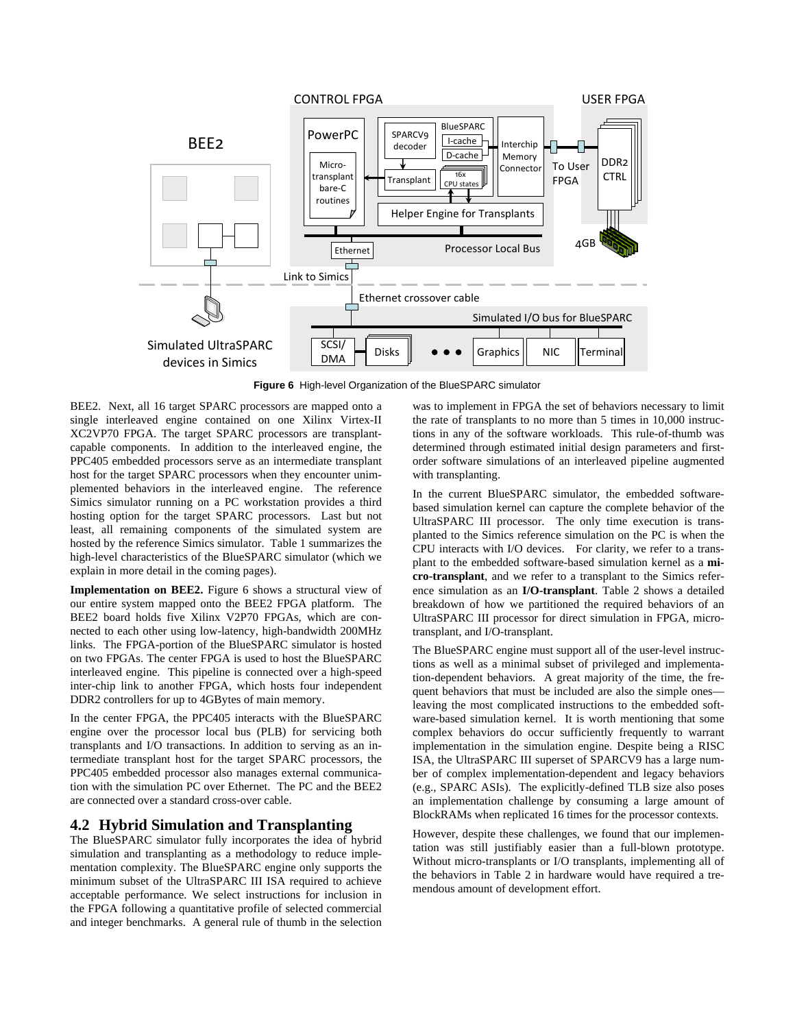CONTROL FPGA

USER FPGA

BEE2

PowerPC

Micro-transplant bare-C routines

SPARCV9 decoder

BlueSPARC

I-cache

D-cache

Transplant

16x CPU states

Interchip Memory Connector

To User FPGA

DDR2 CTRL

4GB

Helper Engine for Transplants

Ethernet

Processor Local Bus

Link to Simics

Ethernet crossover cable

Simulated I/O bus for BlueSPARC

Simulated UltraSPARC devices in Simics

SCSI/ DMA

Disks

Graphics

NIC

Terminal

**Figure 6** High-level Organization of the BlueSPARC simulator

BEE2. Next, all 16 target SPARC processors are mapped onto a single interleaved engine contained on one Xilinx Virtex-II XC2VP70 FPGA. The target SPARC processors are transplant-capable components. In addition to the interleaved engine, the PPC405 embedded processors serve as an intermediate transplant host for the target SPARC processors when they encounter unimplemented behaviors in the interleaved engine. The reference Simics simulator running on a PC workstation provides a third hosting option for the target SPARC processors. Last but not least, all remaining components of the simulated system are hosted by the reference Simics simulator. Table 1 summarizes the high-level characteristics of the BlueSPARC simulator (which we explain in more detail in the coming pages).

**Implementation on BEE2.** Figure 6 shows a structural view of our entire system mapped onto the BEE2 FPGA platform. The BEE2 board holds five Xilinx V2P70 FPGAs, which are connected to each other using low-latency, high-bandwidth 200MHz links. The FPGA-portion of the BlueSPARC simulator is hosted on two FPGAs. The center FPGA is used to host the BlueSPARC interleaved engine. This pipeline is connected over a high-speed inter-chip link to another FPGA, which hosts four independent DDR2 controllers for up to 4GBytes of main memory.

In the center FPGA, the PPC405 interacts with the BlueSPARC engine over the processor local bus (PLB) for servicing both transplants and I/O transactions. In addition to serving as an intermediate transplant host for the target SPARC processors, the PPC405 embedded processor also manages external communication with the simulation PC over Ethernet. The PC and the BEE2 are connected over a standard cross-over cable.

## 4.2 Hybrid Simulation and Transplanting

The BlueSPARC simulator fully incorporates the idea of hybrid simulation and transplanting as a methodology to reduce implementation complexity. The BlueSPARC engine only supports the minimum subset of the UltraSPARC III ISA required to achieve acceptable performance. We select instructions for inclusion in the FPGA following a quantitative profile of selected commercial and integer benchmarks. A general rule of thumb in the selection was to implement in FPGA the set of behaviors necessary to limit the rate of transplants to no more than 5 times in 10,000 instructions in any of the software workloads. This rule-of-thumb was determined through estimated initial design parameters and first-order software simulations of an interleaved pipeline augmented with transplanting.

In the current BlueSPARC simulator, the embedded software-based simulation kernel can capture the complete behavior of the UltraSPARC III processor. The only time execution is transplanted to the Simics reference simulation on the PC is when the CPU interacts with I/O devices. For clarity, we refer to a transplant to the embedded software-based simulation kernel as a **micro-transplant**, and we refer to a transplant to the Simics reference simulation as an **I/O-transplant**. Table 2 shows a detailed breakdown of how we partitioned the required behaviors of an UltraSPARC III processor for direct simulation in FPGA, micro-transplant, and I/O-transplant.

The BlueSPARC engine must support all of the user-level instructions as well as a minimal subset of privileged and implementation-dependent behaviors. A great majority of the time, the frequent behaviors that must be included are also the simple ones—leaving the most complicated instructions to the embedded software-based simulation kernel. It is worth mentioning that some complex behaviors do occur sufficiently frequently to warrant implementation in the simulation engine. Despite being a RISC ISA, the UltraSPARC III superset of SPARCV9 has a large number of complex implementation-dependent and legacy behaviors (e.g., SPARC ASIs). The explicitly-defined TLB size also poses an implementation challenge by consuming a large amount of BlockRAMs when replicated 16 times for the processor contexts.

However, despite these challenges, we found that our implementation was still justifiably easier than a full-blown prototype. Without micro-transplants or I/O transplants, implementing all of the behaviors in Table 2 in hardware would have required a tremendous amount of development effort.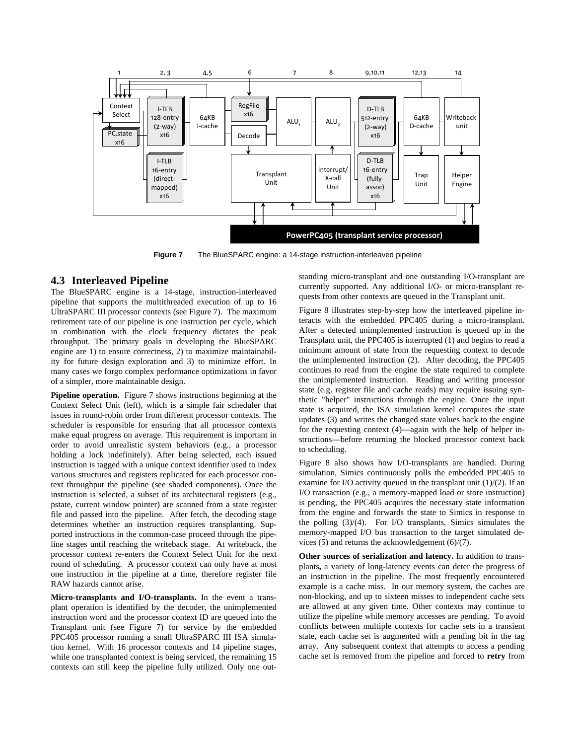1 2, 3 4,5 6 7 8 9,10,11 12,13 14

Context Select

PC,state x16

I-TLB 128-entry (2-way) x16

I-TLB 16-entry (direct-mapped) x16

64KB I-cache

RegFile x16

Decode

Transplant Unit

ALU$_1$

ALU$_2$

Interrupt/ X-call Unit

D-TLB 512-entry (2-way) x16

D-TLB 16-entry (fully-assoc) x16

64KB D-cache

Trap Unit

Writeback unit

Helper Engine

PowerPC405 (transplant service processor)

**Figure 7** The BlueSPARC engine: a 14-stage instruction-interleaved pipeline

## 4.3 Interleaved Pipeline

The BlueSPARC engine is a 14-stage, instruction-interleaved pipeline that supports the multithreaded execution of up to 16 UltraSPARC III processor contexts (see Figure 7). The maximum retirement rate of our pipeline is one instruction per cycle, which in combination with the clock frequency dictates the peak throughput. The primary goals in developing the BlueSPARC engine are 1) to ensure correctness, 2) to maximize maintainability for future design exploration and 3) to minimize effort. In many cases we forgo complex performance optimizations in favor of a simpler, more maintainable design.

**Pipeline operation.** Figure 7 shows instructions beginning at the Context Select Unit (left), which is a simple fair scheduler that issues in round-robin order from different processor contexts. The scheduler is responsible for ensuring that all processor contexts make equal progress on average. This requirement is important in order to avoid unrealistic system behaviors (e.g., a processor holding a lock indefinitely). After being selected, each issued instruction is tagged with a unique context identifier used to index various structures and registers replicated for each processor context throughput the pipeline (see shaded components). Once the instruction is selected, a subset of its architectural registers (e.g., pstate, current window pointer) are scanned from a state register file and passed into the pipeline. After fetch, the decoding stage determines whether an instruction requires transplanting. Supported instructions in the common-case proceed through the pipeline stages until reaching the writeback stage. At writeback, the processor context re-enters the Context Select Unit for the next round of scheduling. A processor context can only have at most one instruction in the pipeline at a time, therefore register file RAW hazards cannot arise.

**Micro-transplants and I/O-transplants.** In the event a transplant operation is identified by the decoder, the unimplemented instruction word and the processor context ID are queued into the Transplant unit (see Figure 7) for service by the embedded PPC405 processor running a small UltraSPARC III ISA simulation kernel. With 16 processor contexts and 14 pipeline stages, while one transplanted context is being serviced, the remaining 15 contexts can still keep the pipeline fully utilized. Only one outstanding micro-transplant and one outstanding I/O-transplant are currently supported. Any additional I/O- or micro-transplant requests from other contexts are queued in the Transplant unit.

Figure 8 illustrates step-by-step how the interleaved pipeline interacts with the embedded PPC405 during a micro-transplant. After a detected unimplemented instruction is queued up in the Transplant unit, the PPC405 is interrupted (1) and begins to read a minimum amount of state from the requesting context to decode the unimplemented instruction (2). After decoding, the PPC405 continues to read from the engine the state required to complete the unimplemented instruction. Reading and writing processor state (e.g. register file and cache reads) may require issuing synthetic "helper" instructions through the engine. Once the input state is acquired, the ISA simulation kernel computes the state updates (3) and writes the changed state values back to the engine for the requesting context (4)—again with the help of helper instructions—before returning the blocked processor context back to scheduling.

Figure 8 also shows how I/O-transplants are handled. During simulation, Simics continuously polls the embedded PPC405 to examine for I/O activity queued in the transplant unit (1)/(2). If an I/O transaction (e.g., a memory-mapped load or store instruction) is pending, the PPC405 acquires the necessary state information from the engine and forwards the state to Simics in response to the polling (3)/(4). For I/O transplants, Simics simulates the memory-mapped I/O bus transaction to the target simulated devices (5) and returns the acknowledgement (6)/(7).

**Other sources of serialization and latency.** In addition to transplants**,** a variety of long-latency events can deter the progress of an instruction in the pipeline. The most frequently encountered example is a cache miss. In our memory system, the caches are non-blocking, and up to sixteen misses to independent cache sets are allowed at any given time. Other contexts may continue to utilize the pipeline while memory accesses are pending. To avoid conflicts between multiple contexts for cache sets in a transient state, each cache set is augmented with a pending bit in the tag array. Any subsequent context that attempts to access a pending cache set is removed from the pipeline and forced to **retry** from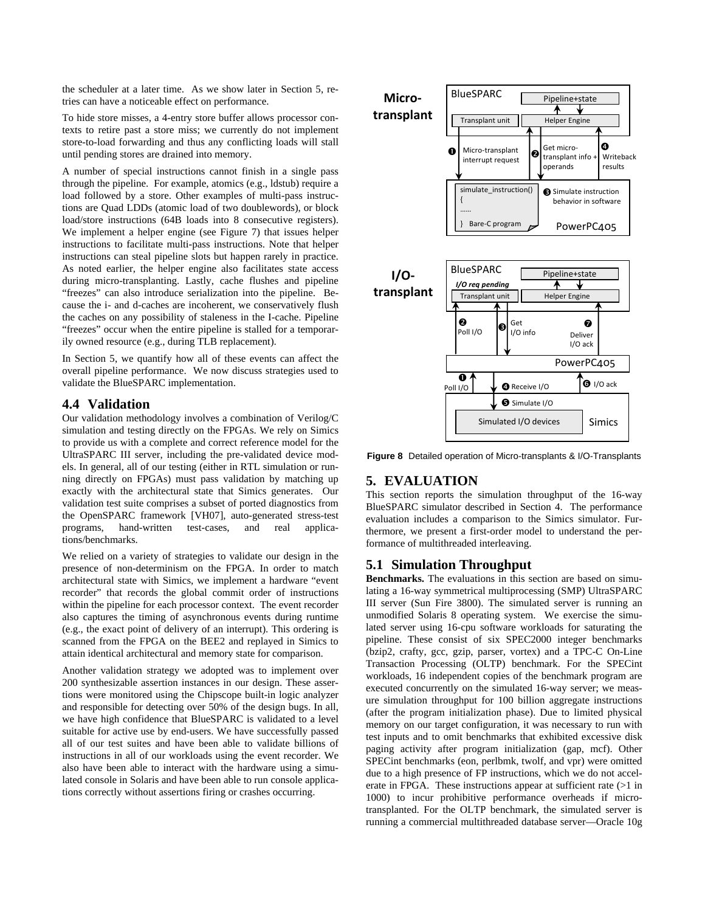the scheduler at a later time. As we show later in Section 5, retries can have a noticeable effect on performance.

To hide store misses, a 4-entry store buffer allows processor contexts to retire past a store miss; we currently do not implement store-to-load forwarding and thus any conflicting loads will stall until pending stores are drained into memory.

A number of special instructions cannot finish in a single pass through the pipeline. For example, atomics (e.g., ldstub) require a load followed by a store. Other examples of multi-pass instructions are Quad LDDs (atomic load of two doublewords), or block load/store instructions (64B loads into 8 consecutive registers). We implement a helper engine (see Figure 7) that issues helper instructions to facilitate multi-pass instructions. Note that helper instructions can steal pipeline slots but happen rarely in practice. As noted earlier, the helper engine also facilitates state access during micro-transplanting. Lastly, cache flushes and pipeline "freezes" can also introduce serialization into the pipeline. Because the i- and d-caches are incoherent, we conservatively flush the caches on any possibility of staleness in the I-cache. Pipeline "freezes" occur when the entire pipeline is stalled for a temporarily owned resource (e.g., during TLB replacement).

In Section 5, we quantify how all of these events can affect the overall pipeline performance. We now discuss strategies used to validate the BlueSPARC implementation.

## 4.4 Validation

Our validation methodology involves a combination of Verilog/C simulation and testing directly on the FPGAs. We rely on Simics to provide us with a complete and correct reference model for the UltraSPARC III server, including the pre-validated device models. In general, all of our testing (either in RTL simulation or running directly on FPGAs) must pass validation by matching up exactly with the architectural state that Simics generates. Our validation test suite comprises a subset of ported diagnostics from the OpenSPARC framework [VH07], auto-generated stress-test programs, hand-written test-cases, and real applications/benchmarks.

We relied on a variety of strategies to validate our design in the presence of non-determinism on the FPGA. In order to match architectural state with Simics, we implement a hardware "event recorder" that records the global commit order of instructions within the pipeline for each processor context. The event recorder also captures the timing of asynchronous events during runtime (e.g., the exact point of delivery of an interrupt). This ordering is scanned from the FPGA on the BEE2 and replayed in Simics to attain identical architectural and memory state for comparison.

Another validation strategy we adopted was to implement over 200 synthesizable assertion instances in our design. These assertions were monitored using the Chipscope built-in logic analyzer and responsible for detecting over 50% of the design bugs. In all, we have high confidence that BlueSPARC is validated to a level suitable for active use by end-users. We have successfully passed all of our test suites and have been able to validate billions of instructions in all of our workloads using the event recorder. We also have been able to interact with the hardware using a simulated console in Solaris and have been able to run console applications correctly without assertions firing or crashes occurring.

Micro-transplant

BlueSPARC
Pipeline+state
Transplant unit
Helper Engine
❶ Micro-transplant interrupt request
❷ Get micro-transplant info + operands
❹ Writeback results
simulate_instruction()
{
……
} Bare-C program
❸ Simulate instruction behavior in software
PowerPC405

I/O-transplant

BlueSPARC
Pipeline+state
*I/O req pending*
Transplant unit
Helper Engine
❷ Poll I/O
❸ Get I/O info
❼ Deliver I/O ack
PowerPC405
❶ Poll I/O
❹ Receive I/O
❻ I/O ack
❺ Simulate I/O
Simulated I/O devices
Simics

**Figure 8** Detailed operation of Micro-transplants & I/O-Transplants

# 5. EVALUATION

This section reports the simulation throughput of the 16-way BlueSPARC simulator described in Section 4. The performance evaluation includes a comparison to the Simics simulator. Furthermore, we present a first-order model to understand the performance of multithreaded interleaving.

## 5.1 Simulation Throughput

**Benchmarks.** The evaluations in this section are based on simulating a 16-way symmetrical multiprocessing (SMP) UltraSPARC III server (Sun Fire 3800). The simulated server is running an unmodified Solaris 8 operating system. We exercise the simulated server using 16-cpu software workloads for saturating the pipeline. These consist of six SPEC2000 integer benchmarks (bzip2, crafty, gcc, gzip, parser, vortex) and a TPC-C On-Line Transaction Processing (OLTP) benchmark. For the SPECint workloads, 16 independent copies of the benchmark program are executed concurrently on the simulated 16-way server; we measure simulation throughput for 100 billion aggregate instructions (after the program initialization phase). Due to limited physical memory on our target configuration, it was necessary to run with test inputs and to omit benchmarks that exhibited excessive disk paging activity after program initialization (gap, mcf). Other SPECint benchmarks (eon, perlbmk, twolf, and vpr) were omitted due to a high presence of FP instructions, which we do not accelerate in FPGA. These instructions appear at sufficient rate (>1 in 1000) to incur prohibitive performance overheads if micro-transplanted. For the OLTP benchmark, the simulated server is running a commercial multithreaded database server—Oracle 10g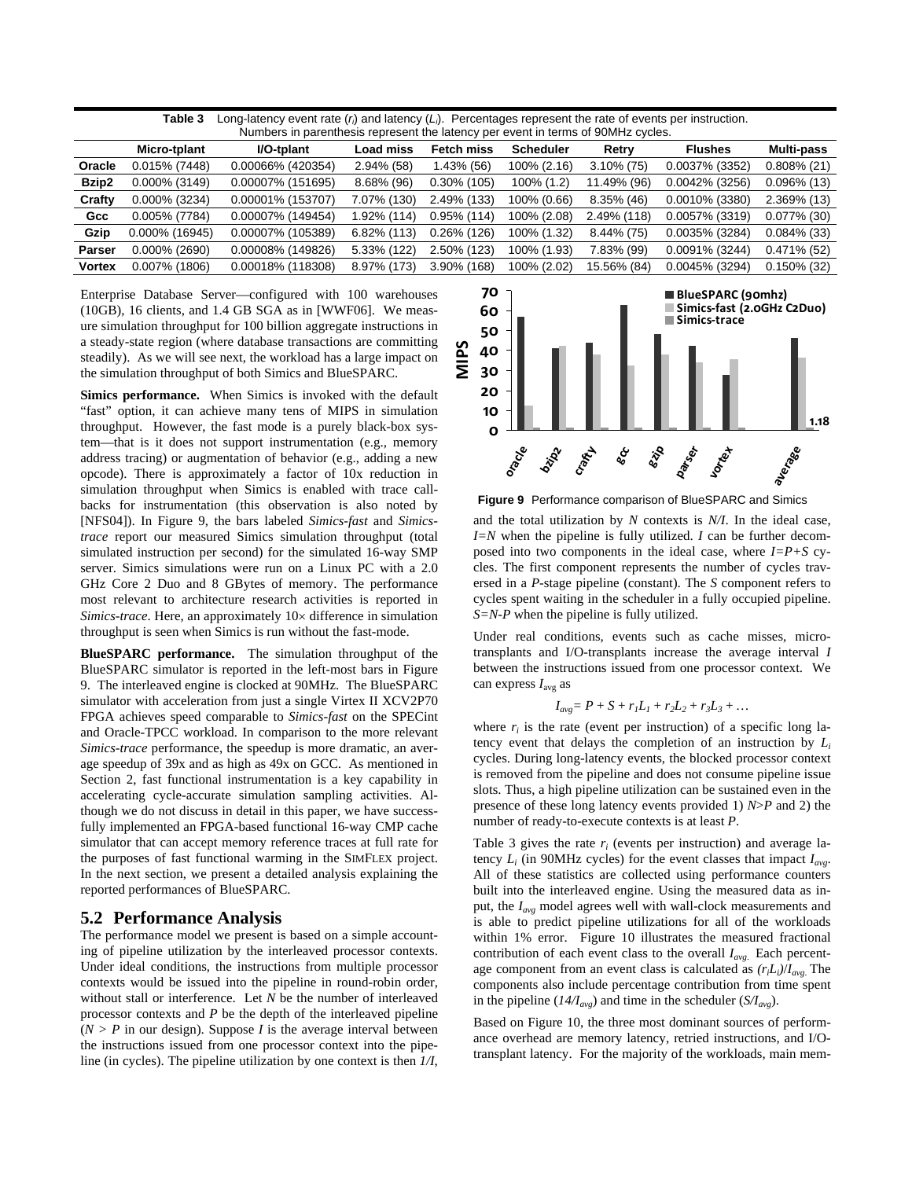**Table 3** Long-latency event rate ($r_i$) and latency ($L_i$). Percentages represent the rate of events per instruction. Numbers in parenthesis represent the latency per event in terms of 90MHz cycles.

| | Micro-tplant | I/O-tplant | Load miss | Fetch miss | Scheduler | Retry | Flushes | Multi-pass |
|---|---|---|---|---|---|---|---|---|
| **Oracle** | 0.015% (7448) | 0.00066% (420354) | 2.94% (58) | 1.43% (56) | 100% (2.16) | 3.10% (75) | 0.0037% (3352) | 0.808% (21) |
| **Bzip2** | 0.000% (3149) | 0.00007% (151695) | 8.68% (96) | 0.30% (105) | 100% (1.2) | 11.49% (96) | 0.0042% (3256) | 0.096% (13) |
| **Crafty** | 0.000% (3234) | 0.00001% (153707) | 7.07% (130) | 2.49% (133) | 100% (0.66) | 8.35% (46) | 0.0010% (3380) | 2.369% (13) |
| **Gcc** | 0.005% (7784) | 0.00007% (149454) | 1.92% (114) | 0.95% (114) | 100% (2.08) | 2.49% (118) | 0.0057% (3319) | 0.077% (30) |
| **Gzip** | 0.000% (16945) | 0.00007% (105389) | 6.82% (113) | 0.26% (126) | 100% (1.32) | 8.44% (75) | 0.0035% (3284) | 0.084% (33) |
| **Parser** | 0.000% (2690) | 0.00008% (149826) | 5.33% (122) | 2.50% (123) | 100% (1.93) | 7.83% (99) | 0.0091% (3244) | 0.471% (52) |
| **Vortex** | 0.007% (1806) | 0.00018% (118308) | 8.97% (173) | 3.90% (168) | 100% (2.02) | 15.56% (84) | 0.0045% (3294) | 0.150% (32) |

Enterprise Database Server—configured with 100 warehouses (10GB), 16 clients, and 1.4 GB SGA as in [WWF06]. We measure simulation throughput for 100 billion aggregate instructions in a steady-state region (where database transactions are committing steadily). As we will see next, the workload has a large impact on the simulation throughput of both Simics and BlueSPARC.

**Simics performance.** When Simics is invoked with the default "fast" option, it can achieve many tens of MIPS in simulation throughput. However, the fast mode is a purely black-box system—that is it does not support instrumentation (e.g., memory address tracing) or augmentation of behavior (e.g., adding a new opcode). There is approximately a factor of 10x reduction in simulation throughput when Simics is enabled with trace call-backs for instrumentation (this observation is also noted by [NFS04]). In Figure 9, the bars labeled *Simics-fast* and *Simics-trace* report our measured Simics simulation throughput (total simulated instruction per second) for the simulated 16-way SMP server. Simics simulations were run on a Linux PC with a 2.0 GHz Core 2 Duo and 8 GBytes of memory. The performance most relevant to architecture research activities is reported in *Simics-trace*. Here, an approximately 10× difference in simulation throughput is seen when Simics is run without the fast-mode.

**BlueSPARC performance.** The simulation throughput of the BlueSPARC simulator is reported in the left-most bars in Figure 9. The interleaved engine is clocked at 90MHz. The BlueSPARC simulator with acceleration from just a single Virtex II XCV2P70 FPGA achieves speed comparable to *Simics-fast* on the SPECint and Oracle-TPCC workload. In comparison to the more relevant *Simics-trace* performance, the speedup is more dramatic, an average speedup of 39x and as high as 49x on GCC. As mentioned in Section 2, fast functional instrumentation is a key capability in accelerating cycle-accurate simulation sampling activities. Although we do not discuss in detail in this paper, we have successfully implemented an FPGA-based functional 16-way CMP cache simulator that can accept memory reference traces at full rate for the purposes of fast functional warming in the SIMFLEX project. In the next section, we present a detailed analysis explaining the reported performances of BlueSPARC.

## 5.2 Performance Analysis

The performance model we present is based on a simple accounting of pipeline utilization by the interleaved processor contexts. Under ideal conditions, the instructions from multiple processor contexts would be issued into the pipeline in round-robin order, without stall or interference. Let $N$ be the number of interleaved processor contexts and $P$ be the depth of the interleaved pipeline ($N > P$ in our design). Suppose $I$ is the average interval between the instructions issued from one processor context into the pipeline (in cycles). The pipeline utilization by one context is then $1/I$, and the total utilization by $N$ contexts is $N/I$. In the ideal case, $I=N$ when the pipeline is fully utilized. $I$ can be further decomposed into two components in the ideal case, where $I=P+S$ cycles. The first component represents the number of cycles traversed in a $P$-stage pipeline (constant). The $S$ component refers to cycles spent waiting in the scheduler in a fully occupied pipeline. $S=N-P$ when the pipeline is fully utilized.

70
60
50
40
30
20
10
0
MIPS
BlueSPARC (90mhz)
Simics-fast (2.0GHz C2Duo)
Simics-trace
1.18
oracle
bzip2
crafty
gcc
gzip
parser
vortex
average

**Figure 9** Performance comparison of BlueSPARC and Simics

Under real conditions, events such as cache misses, micro-transplants and I/O-transplants increase the average interval $I$ between the instructions issued from one processor context. We can express $I_{avg}$ as

$$I_{avg} = P + S + r_1L_1 + r_2L_2 + r_3L_3 + \dots$$

where $r_i$ is the rate (event per instruction) of a specific long latency event that delays the completion of an instruction by $L_i$ cycles. During long-latency events, the blocked processor context is removed from the pipeline and does not consume pipeline issue slots. Thus, a high pipeline utilization can be sustained even in the presence of these long latency events provided 1) $N>P$ and 2) the number of ready-to-execute contexts is at least $P$.

Table 3 gives the rate $r_i$ (events per instruction) and average latency $L_i$ (in 90MHz cycles) for the event classes that impact $I_{avg}$. All of these statistics are collected using performance counters built into the interleaved engine. Using the measured data as input, the $I_{avg}$ model agrees well with wall-clock measurements and is able to predict pipeline utilizations for all of the workloads within 1% error. Figure 10 illustrates the measured fractional contribution of each event class to the overall $I_{avg}$. Each percentage component from an event class is calculated as $(r_iL_i)/I_{avg}$. The components also include percentage contribution from time spent in the pipeline ($14/I_{avg}$) and time in the scheduler ($S/I_{avg}$).

Based on Figure 10, the three most dominant sources of performance overhead are memory latency, retried instructions, and I/O-transplant latency. For the majority of the workloads, main mem-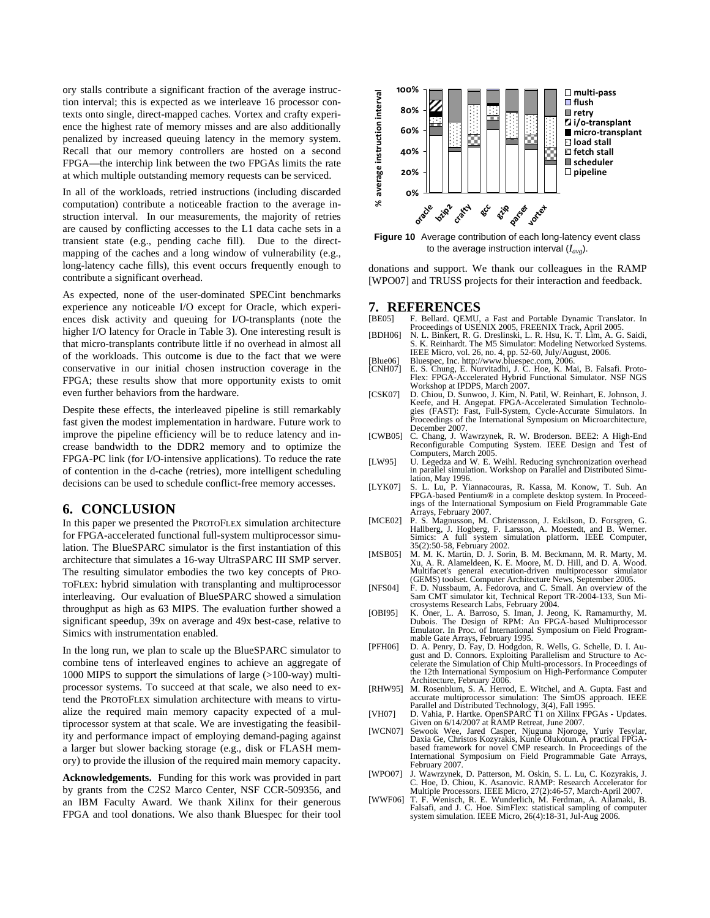ory stalls contribute a significant fraction of the average instruction interval; this is expected as we interleave 16 processor contexts onto single, direct-mapped caches. Vortex and crafty experience the highest rate of memory misses and are also additionally penalized by increased queuing latency in the memory system. Recall that our memory controllers are hosted on a second FPGA—the interchip link between the two FPGAs limits the rate at which multiple outstanding memory requests can be serviced.

In all of the workloads, retried instructions (including discarded computation) contribute a noticeable fraction to the average instruction interval. In our measurements, the majority of retries are caused by conflicting accesses to the L1 data cache sets in a transient state (e.g., pending cache fill). Due to the direct-mapping of the caches and a long window of vulnerability (e.g., long-latency cache fills), this event occurs frequently enough to contribute a significant overhead.

As expected, none of the user-dominated SPECint benchmarks experience any noticeable I/O except for Oracle, which experiences disk activity and queuing for I/O-transplants (note the higher I/O latency for Oracle in Table 3). One interesting result is that micro-transplants contribute little if no overhead in almost all of the workloads. This outcome is due to the fact that we were conservative in our initial chosen instruction coverage in the FPGA; these results show that more opportunity exists to omit even further behaviors from the hardware.

Despite these effects, the interleaved pipeline is still remarkably fast given the modest implementation in hardware. Future work to improve the pipeline efficiency will be to reduce latency and increase bandwidth to the DDR2 memory and to optimize the FPGA-PC link (for I/O-intensive applications). To reduce the rate of contention in the d-cache (retries), more intelligent scheduling decisions can be used to schedule conflict-free memory accesses.

## 6. CONCLUSION

In this paper we presented the PROTOFLEX simulation architecture for FPGA-accelerated functional full-system multiprocessor simulation. The BlueSPARC simulator is the first instantiation of this architecture that simulates a 16-way UltraSPARC III SMP server. The resulting simulator embodies the two key concepts of PROTOFLEX: hybrid simulation with transplanting and multiprocessor interleaving. Our evaluation of BlueSPARC showed a simulation throughput as high as 63 MIPS. The evaluation further showed a significant speedup, 39x on average and 49x best-case, relative to Simics with instrumentation enabled.

In the long run, we plan to scale up the BlueSPARC simulator to combine tens of interleaved engines to achieve an aggregate of 1000 MIPS to support the simulations of large (>100-way) multiprocessor systems. To succeed at that scale, we also need to extend the PROTOFLEX simulation architecture with means to virtualize the required main memory capacity expected of a multiprocessor system at that scale. We are investigating the feasibility and performance impact of employing demand-paging against a larger but slower backing storage (e.g., disk or FLASH memory) to provide the illusion of the required main memory capacity.

**Acknowledgements.** Funding for this work was provided in part by grants from the C2S2 Marco Center, NSF CCR-509356, and an IBM Faculty Award. We thank Xilinx for their generous FPGA and tool donations. We also thank Bluespec for their tool donations and support. We thank our colleagues in the RAMP [WPO07] and TRUSS projects for their interaction and feedback.

100%
80%
60%
40%
20%
0%
% average instruction interval
oracle
bzip2
crafty
gcc
gzip
parser
vortex
multi-pass
flush
retry
i/o-transplant
micro-transplant
load stall
fetch stall
scheduler
pipeline

**Figure 10** Average contribution of each long-latency event class to the average instruction interval ($I_{avg}$).

## 7. REFERENCES

[BE05] F. Bellard. QEMU, a Fast and Portable Dynamic Translator. In Proceedings of USENIX 2005, FREENIX Track, April 2005.

[BDH06] N. L. Binkert, R. G. Dreslinski, L. R. Hsu, K. T. Lim, A. G. Saidi, S. K. Reinhardt. The M5 Simulator: Modeling Networked Systems. IEEE Micro, vol. 26, no. 4, pp. 52-60, July/August, 2006.

[Blue06] Bluespec, Inc. http://www.bluespec.com, 2006.

[CNH07] E. S. Chung, E. Nurvitadhi, J. C. Hoe, K. Mai, B. Falsafi. Proto-Flex: FPGA-Accelerated Hybrid Functional Simulator. NSF NGS Workshop at IPDPS, March 2007.

[CSK07] D. Chiou, D. Sunwoo, J. Kim, N. Patil, W. Reinhart, E. Johnson, J. Keefe, and H. Angepat. FPGA-Accelerated Simulation Technologies (FAST): Fast, Full-System, Cycle-Accurate Simulators. In Proceedings of the International Symposium on Microarchitecture, December 2007.

[CWB05] C. Chang, J. Wawrzynek, R. W. Broderson. BEE2: A High-End Reconfigurable Computing System. IEEE Design and Test of Computers, March 2005.

[LW95] U. Legedza and W. E. Weihl. Reducing synchronization overhead in parallel simulation. Workshop on Parallel and Distributed Simulation, May 1996.

[LYK07] S. L. Lu, P. Yiannacouras, R. Kassa, M. Konow, T. Suh. An FPGA-based Pentium® in a complete desktop system. In Proceedings of the International Symposium on Field Programmable Gate Arrays, February 2007.

[MCE02] P. S. Magnusson, M. Christensson, J. Eskilson, D. Forsgren, G. Hallberg, J. Hogberg, F. Larsson, A. Moestedt, and B. Werner. Simics: A full system simulation platform. IEEE Computer, 35(2):50-58, February 2002.

[MSB05] M. M. K. Martin, D. J. Sorin, B. M. Beckmann, M. R. Marty, M. Xu, A. R. Alameldeen, K. E. Moore, M. D. Hill, and D. A. Wood. Multifacet's general execution-driven multiprocessor simulator (GEMS) toolset. Computer Architecture News, September 2005.

[NFS04] F. D. Nussbaum, A. Fedorova, and C. Small. An overview of the Sam CMT simulator kit, Technical Report TR-2004-133, Sun Microsystems Research Labs, February 2004.

[OBI95] K. Oner, L. A. Barroso, S. Iman, J. Jeong, K. Ramamurthy, M. Dubois. The Design of RPM: An FPGA-based Multiprocessor Emulator. In Proc. of International Symposium on Field Programmable Gate Arrays, February 1995.

[PFH06] D. A. Penry, D. Fay, D. Hodgdon, R. Wells, G. Schelle, D. I. August and D. Connors. Exploiting Parallelism and Structure to Accelerate the Simulation of Chip Multi-processors. In Proceedings of the 12th International Symposium on High-Performance Computer Architecture, February 2006.

[RHW95] M. Rosenblum, S. A. Herrod, E. Witchel, and A. Gupta. Fast and accurate multiprocessor simulation: The SimOS approach. IEEE Parallel and Distributed Technology, 3(4), Fall 1995.

[VH07] D. Vahia, P. Hartke. OpenSPARC T1 on Xilinx FPGAs - Updates. Given on 6/14/2007 at RAMP Retreat, June 2007.

[WCN07] Sewook Wee, Jared Casper, Njuguna Njoroge, Yuriy Tesylar, Daxia Ge, Christos Kozyrakis, Kunle Olukotun. A practical FPGA-based framework for novel CMP research. In Proceedings of the International Symposium on Field Programmable Gate Arrays, February 2007.

[WPO07] J. Wawrzynek, D. Patterson, M. Oskin, S. L. Lu, C. Kozyrakis, J. C. Hoe, D. Chiou, K. Asanovic. RAMP: Research Accelerator for Multiple Processors. IEEE Micro, 27(2):46-57, March-April 2007.

[WWF06] T. F. Wenisch, R. E. Wunderlich, M. Ferdman, A. Ailamaki, B. Falsafi, and J. C. Hoe. SimFlex: statistical sampling of computer system simulation. IEEE Micro, 26(4):18-31, Jul-Aug 2006.